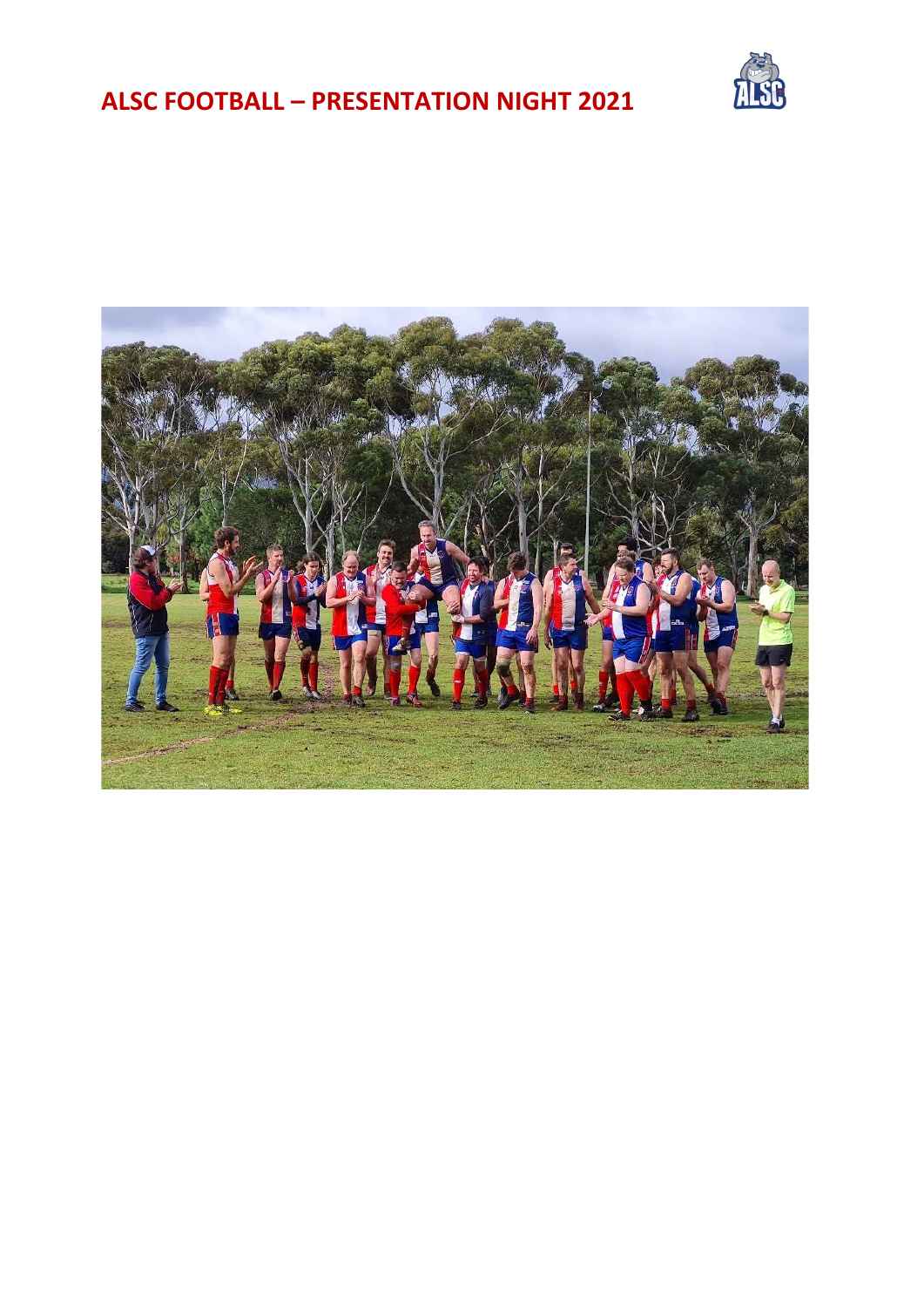# ALSC FOOTBALL – PRESENTATION NIGHT 2021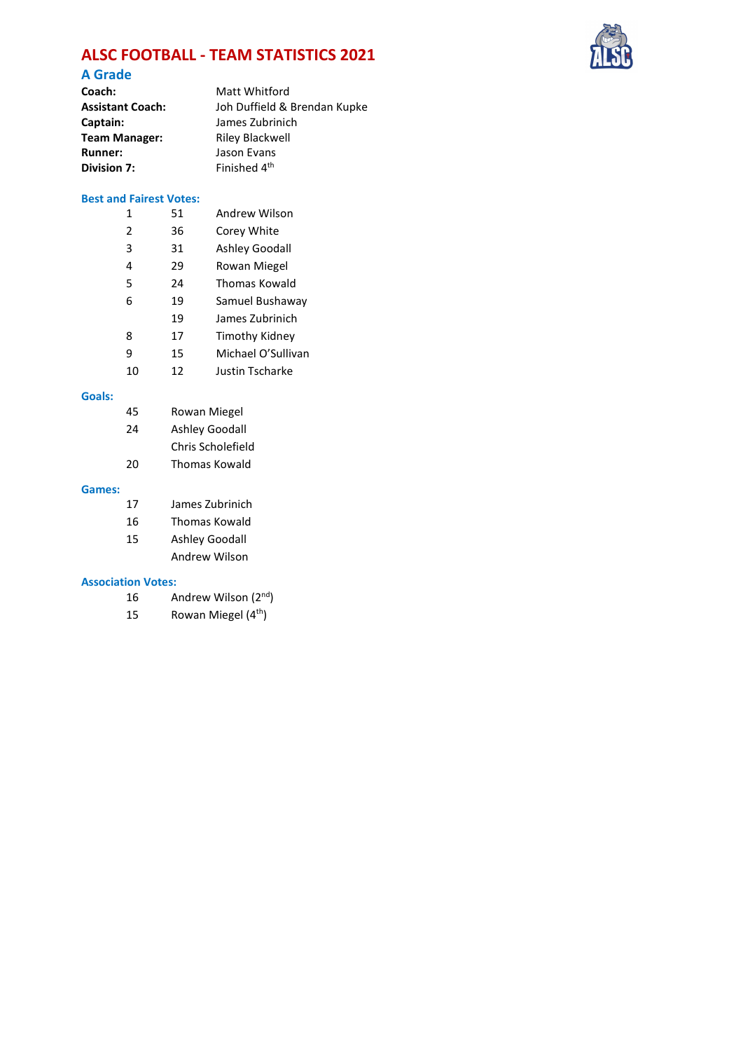# ALSC FOOTBALL - TEAM STATISTICS 2021

## A Grade

| | |
|---|---|
| **Coach:** | Matt Whitford |
| **Assistant Coach:** | Joh Duffield & Brendan Kupke |
| **Captain:** | James Zubrinich |
| **Team Manager:** | Riley Blackwell |
| **Runner:** | Jason Evans |
| **Division 7:** | Finished 4th |

### Best and Fairest Votes:

| | | |
|---|---|---|
| 1 | 51 | Andrew Wilson |
| 2 | 36 | Corey White |
| 3 | 31 | Ashley Goodall |
| 4 | 29 | Rowan Miegel |
| 5 | 24 | Thomas Kowald |
| 6 | 19 | Samuel Bushaway |
| | 19 | James Zubrinich |
| 8 | 17 | Timothy Kidney |
| 9 | 15 | Michael O'Sullivan |
| 10 | 12 | Justin Tscharke |

### Goals:

| | |
|---|---|
| 45 | Rowan Miegel |
| 24 | Ashley Goodall |
| | Chris Scholefield |
| 20 | Thomas Kowald |

### Games:

| | |
|---|---|
| 17 | James Zubrinich |
| 16 | Thomas Kowald |
| 15 | Ashley Goodall |
| | Andrew Wilson |

### Association Votes:

| | |
|---|---|
| 16 | Andrew Wilson (2nd) |
| 15 | Rowan Miegel (4th) |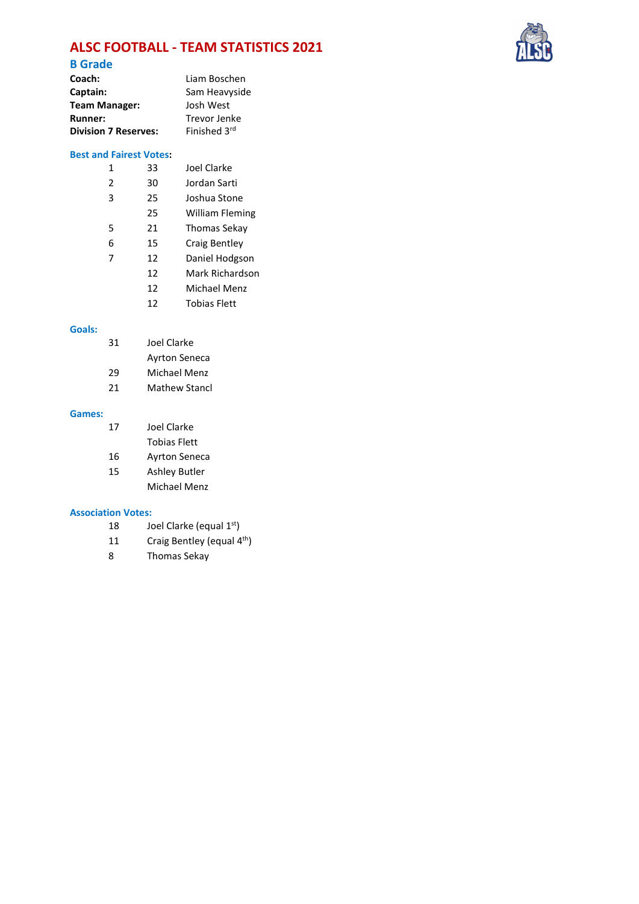# ALSC FOOTBALL - TEAM STATISTICS 2021

## B Grade

| | |
|---|---|
| **Coach:** | Liam Boschen |
| **Captain:** | Sam Heavyside |
| **Team Manager:** | Josh West |
| **Runner:** | Trevor Jenke |
| **Division 7 Reserves:** | Finished 3rd |

### Best and Fairest Votes:

| | | |
|---|---|---|
| 1 | 33 | Joel Clarke |
| 2 | 30 | Jordan Sarti |
| 3 | 25 | Joshua Stone |
| | 25 | William Fleming |
| 5 | 21 | Thomas Sekay |
| 6 | 15 | Craig Bentley |
| 7 | 12 | Daniel Hodgson |
| | 12 | Mark Richardson |
| | 12 | Michael Menz |
| | 12 | Tobias Flett |

### Goals:

| | |
|---|---|
| 31 | Joel Clarke |
| | Ayrton Seneca |
| 29 | Michael Menz |
| 21 | Mathew Stancl |

### Games:

| | |
|---|---|
| 17 | Joel Clarke |
| | Tobias Flett |
| 16 | Ayrton Seneca |
| 15 | Ashley Butler |
| | Michael Menz |

### Association Votes:

| | |
|---|---|
| 18 | Joel Clarke (equal 1st) |
| 11 | Craig Bentley (equal 4th) |
| 8 | Thomas Sekay |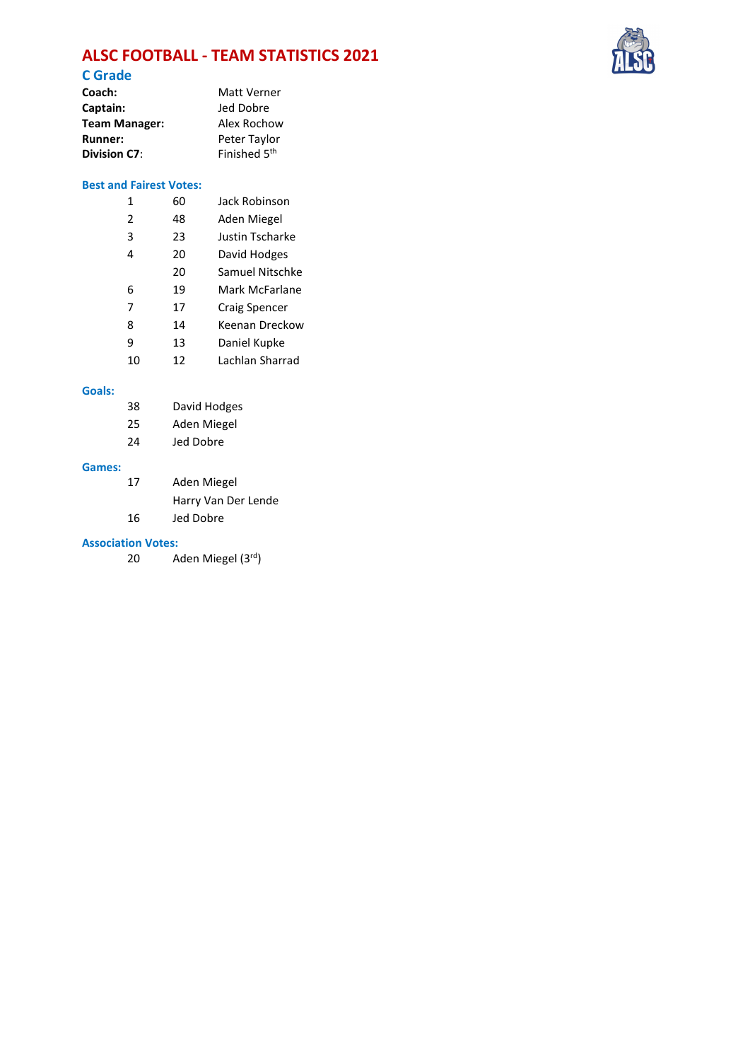# ALSC FOOTBALL - TEAM STATISTICS 2021

## C Grade

| | |
|---|---|
| **Coach:** | Matt Verner |
| **Captain:** | Jed Dobre |
| **Team Manager:** | Alex Rochow |
| **Runner:** | Peter Taylor |
| **Division C7:** | Finished 5th |

### Best and Fairest Votes:

| | | |
|---|---|---|
| 1 | 60 | Jack Robinson |
| 2 | 48 | Aden Miegel |
| 3 | 23 | Justin Tscharke |
| 4 | 20 | David Hodges |
| | 20 | Samuel Nitschke |
| 6 | 19 | Mark McFarlane |
| 7 | 17 | Craig Spencer |
| 8 | 14 | Keenan Dreckow |
| 9 | 13 | Daniel Kupke |
| 10 | 12 | Lachlan Sharrad |

### Goals:

| | |
|---|---|
| 38 | David Hodges |
| 25 | Aden Miegel |
| 24 | Jed Dobre |

### Games:

| | |
|---|---|
| 17 | Aden Miegel |
| | Harry Van Der Lende |
| 16 | Jed Dobre |

### Association Votes:

| | |
|---|---|
| 20 | Aden Miegel (3rd) |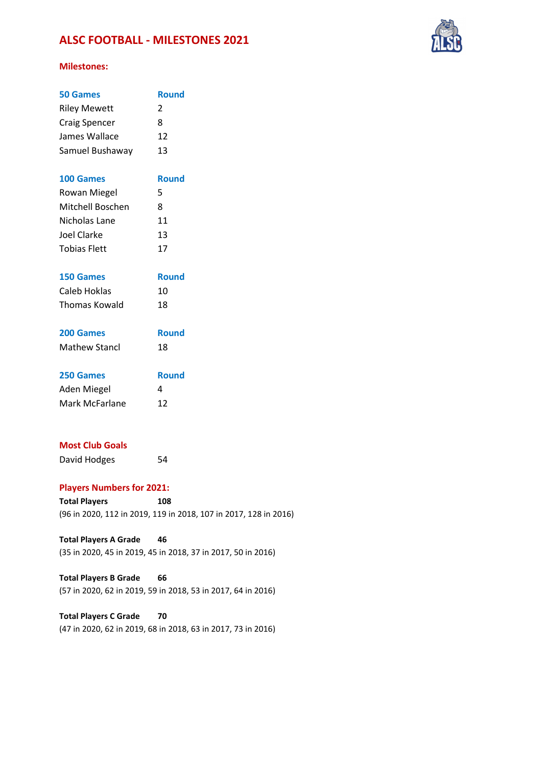# ALSC FOOTBALL - MILESTONES 2021

## Milestones:

| 50 Games | Round |
|---|---|
| Riley Mewett | 2 |
| Craig Spencer | 8 |
| James Wallace | 12 |
| Samuel Bushaway | 13 |

| 100 Games | Round |
|---|---|
| Rowan Miegel | 5 |
| Mitchell Boschen | 8 |
| Nicholas Lane | 11 |
| Joel Clarke | 13 |
| Tobias Flett | 17 |

| 150 Games | Round |
|---|---|
| Caleb Hoklas | 10 |
| Thomas Kowald | 18 |

| 200 Games | Round |
|---|---|
| Mathew Stancl | 18 |

| 250 Games | Round |
|---|---|
| Aden Miegel | 4 |
| Mark McFarlane | 12 |

## Most Club Goals

David Hodges 54

## Players Numbers for 2021:

**Total Players 108**

(96 in 2020, 112 in 2019, 119 in 2018, 107 in 2017, 128 in 2016)

**Total Players A Grade 46**

(35 in 2020, 45 in 2019, 45 in 2018, 37 in 2017, 50 in 2016)

**Total Players B Grade 66**

(57 in 2020, 62 in 2019, 59 in 2018, 53 in 2017, 64 in 2016)

**Total Players C Grade 70**

(47 in 2020, 62 in 2019, 68 in 2018, 63 in 2017, 73 in 2016)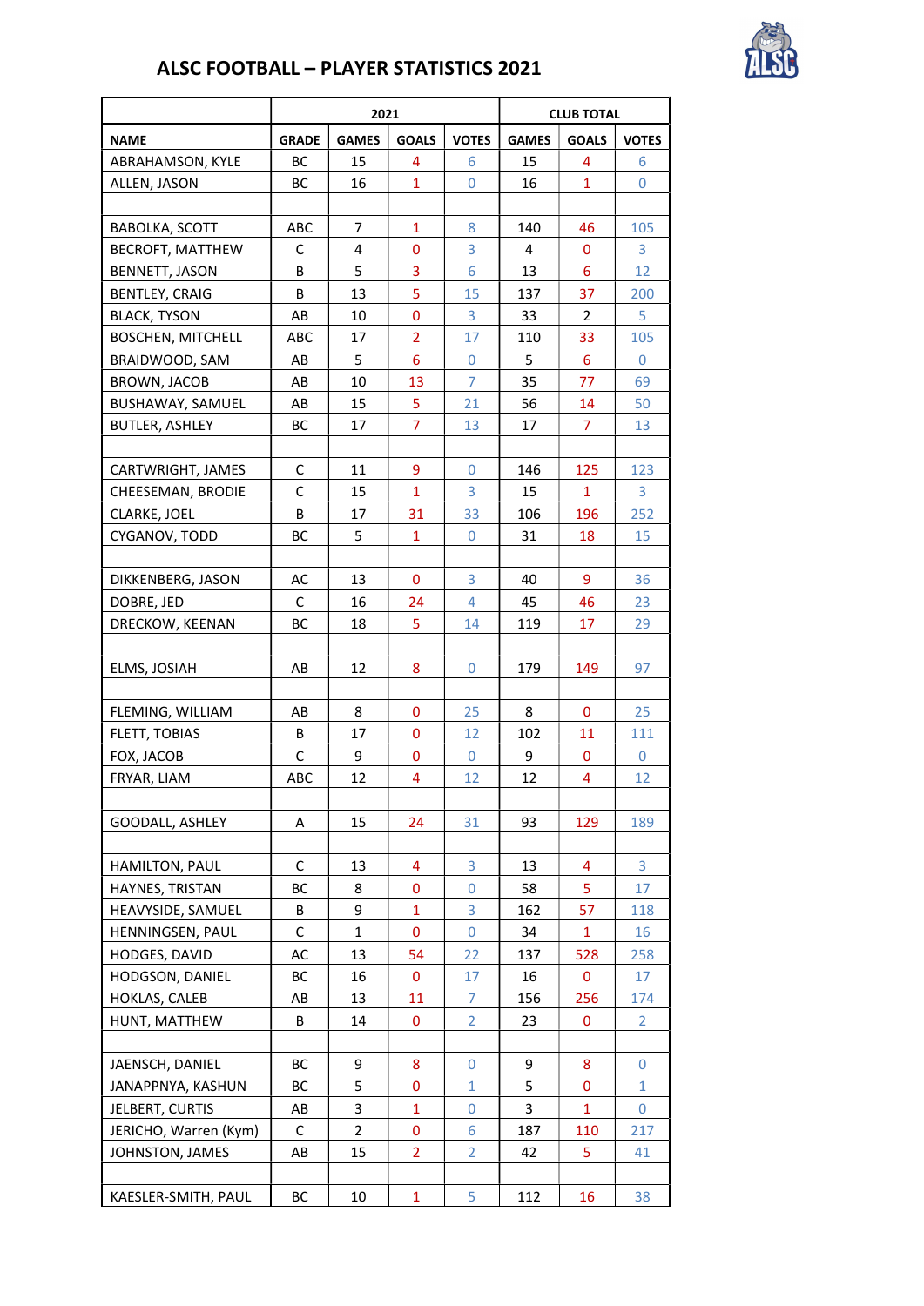## ALSC FOOTBALL – PLAYER STATISTICS 2021

| | 2021 | | | | CLUB TOTAL | | |
|---|---|---|---|---|---|---|---|
| NAME | GRADE | GAMES | GOALS | VOTES | GAMES | GOALS | VOTES |
| ABRAHAMSON, KYLE | BC | 15 | 4 | 6 | 15 | 4 | 6 |
| ALLEN, JASON | BC | 16 | 1 | 0 | 16 | 1 | 0 |
| | | | | | | | |
| BABOLKA, SCOTT | ABC | 7 | 1 | 8 | 140 | 46 | 105 |
| BECROFT, MATTHEW | C | 4 | 0 | 3 | 4 | 0 | 3 |
| BENNETT, JASON | B | 5 | 3 | 6 | 13 | 6 | 12 |
| BENTLEY, CRAIG | B | 13 | 5 | 15 | 137 | 37 | 200 |
| BLACK, TYSON | AB | 10 | 0 | 3 | 33 | 2 | 5 |
| BOSCHEN, MITCHELL | ABC | 17 | 2 | 17 | 110 | 33 | 105 |
| BRAIDWOOD, SAM | AB | 5 | 6 | 0 | 5 | 6 | 0 |
| BROWN, JACOB | AB | 10 | 13 | 7 | 35 | 77 | 69 |
| BUSHAWAY, SAMUEL | AB | 15 | 5 | 21 | 56 | 14 | 50 |
| BUTLER, ASHLEY | BC | 17 | 7 | 13 | 17 | 7 | 13 |
| | | | | | | | |
| CARTWRIGHT, JAMES | C | 11 | 9 | 0 | 146 | 125 | 123 |
| CHEESEMAN, BRODIE | C | 15 | 1 | 3 | 15 | 1 | 3 |
| CLARKE, JOEL | B | 17 | 31 | 33 | 106 | 196 | 252 |
| CYGANOV, TODD | BC | 5 | 1 | 0 | 31 | 18 | 15 |
| | | | | | | | |
| DIKKENBERG, JASON | AC | 13 | 0 | 3 | 40 | 9 | 36 |
| DOBRE, JED | C | 16 | 24 | 4 | 45 | 46 | 23 |
| DRECKOW, KEENAN | BC | 18 | 5 | 14 | 119 | 17 | 29 |
| | | | | | | | |
| ELMS, JOSIAH | AB | 12 | 8 | 0 | 179 | 149 | 97 |
| | | | | | | | |
| FLEMING, WILLIAM | AB | 8 | 0 | 25 | 8 | 0 | 25 |
| FLETT, TOBIAS | B | 17 | 0 | 12 | 102 | 11 | 111 |
| FOX, JACOB | C | 9 | 0 | 0 | 9 | 0 | 0 |
| FRYAR, LIAM | ABC | 12 | 4 | 12 | 12 | 4 | 12 |
| | | | | | | | |
| GOODALL, ASHLEY | A | 15 | 24 | 31 | 93 | 129 | 189 |
| | | | | | | | |
| HAMILTON, PAUL | C | 13 | 4 | 3 | 13 | 4 | 3 |
| HAYNES, TRISTAN | BC | 8 | 0 | 0 | 58 | 5 | 17 |
| HEAVYSIDE, SAMUEL | B | 9 | 1 | 3 | 162 | 57 | 118 |
| HENNINGSEN, PAUL | C | 1 | 0 | 0 | 34 | 1 | 16 |
| HODGES, DAVID | AC | 13 | 54 | 22 | 137 | 528 | 258 |
| HODGSON, DANIEL | BC | 16 | 0 | 17 | 16 | 0 | 17 |
| HOKLAS, CALEB | AB | 13 | 11 | 7 | 156 | 256 | 174 |
| HUNT, MATTHEW | B | 14 | 0 | 2 | 23 | 0 | 2 |
| | | | | | | | |
| JAENSCH, DANIEL | BC | 9 | 8 | 0 | 9 | 8 | 0 |
| JANAPPNYA, KASHUN | BC | 5 | 0 | 1 | 5 | 0 | 1 |
| JELBERT, CURTIS | AB | 3 | 1 | 0 | 3 | 1 | 0 |
| JERICHO, Warren (Kym) | C | 2 | 0 | 6 | 187 | 110 | 217 |
| JOHNSTON, JAMES | AB | 15 | 2 | 2 | 42 | 5 | 41 |
| | | | | | | | |
| KAESLER-SMITH, PAUL | BC | 10 | 1 | 5 | 112 | 16 | 38 |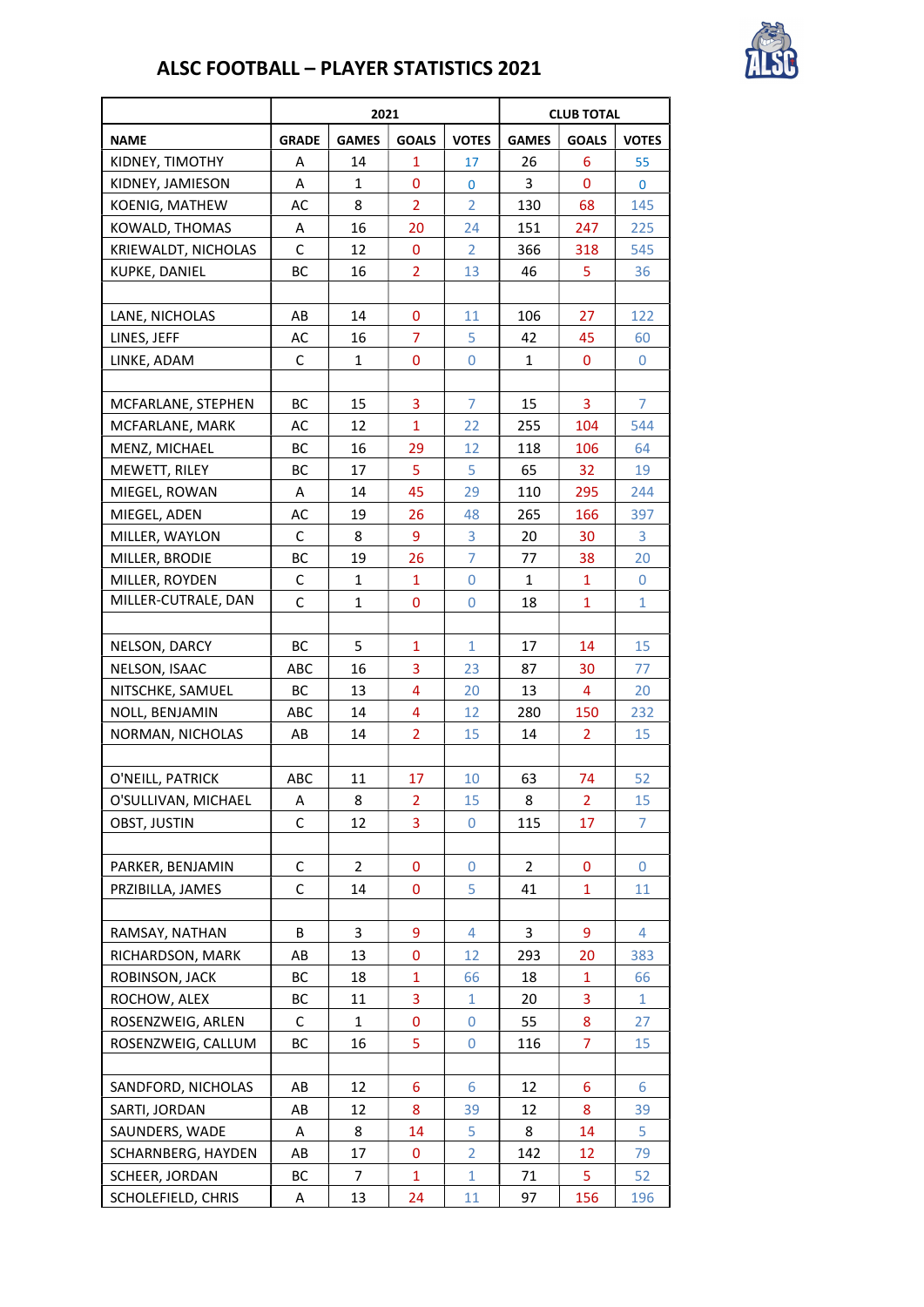# ALSC FOOTBALL – PLAYER STATISTICS 2021

| | 2021 | | | | CLUB TOTAL | | |
|---|---|---|---|---|---|---|---|
| **NAME** | **GRADE** | **GAMES** | **GOALS** | **VOTES** | **GAMES** | **GOALS** | **VOTES** |
| KIDNEY, TIMOTHY | A | 14 | 1 | 17 | 26 | 6 | 55 |
| KIDNEY, JAMIESON | A | 1 | 0 | 0 | 3 | 0 | 0 |
| KOENIG, MATHEW | AC | 8 | 2 | 2 | 130 | 68 | 145 |
| KOWALD, THOMAS | A | 16 | 20 | 24 | 151 | 247 | 225 |
| KRIEWALDT, NICHOLAS | C | 12 | 0 | 2 | 366 | 318 | 545 |
| KUPKE, DANIEL | BC | 16 | 2 | 13 | 46 | 5 | 36 |
| | | | | | | | |
| LANE, NICHOLAS | AB | 14 | 0 | 11 | 106 | 27 | 122 |
| LINES, JEFF | AC | 16 | 7 | 5 | 42 | 45 | 60 |
| LINKE, ADAM | C | 1 | 0 | 0 | 1 | 0 | 0 |
| | | | | | | | |
| MCFARLANE, STEPHEN | BC | 15 | 3 | 7 | 15 | 3 | 7 |
| MCFARLANE, MARK | AC | 12 | 1 | 22 | 255 | 104 | 544 |
| MENZ, MICHAEL | BC | 16 | 29 | 12 | 118 | 106 | 64 |
| MEWETT, RILEY | BC | 17 | 5 | 5 | 65 | 32 | 19 |
| MIEGEL, ROWAN | A | 14 | 45 | 29 | 110 | 295 | 244 |
| MIEGEL, ADEN | AC | 19 | 26 | 48 | 265 | 166 | 397 |
| MILLER, WAYLON | C | 8 | 9 | 3 | 20 | 30 | 3 |
| MILLER, BRODIE | BC | 19 | 26 | 7 | 77 | 38 | 20 |
| MILLER, ROYDEN | C | 1 | 1 | 0 | 1 | 1 | 0 |
| MILLER-CUTRALE, DAN | C | 1 | 0 | 0 | 18 | 1 | 1 |
| | | | | | | | |
| NELSON, DARCY | BC | 5 | 1 | 1 | 17 | 14 | 15 |
| NELSON, ISAAC | ABC | 16 | 3 | 23 | 87 | 30 | 77 |
| NITSCHKE, SAMUEL | BC | 13 | 4 | 20 | 13 | 4 | 20 |
| NOLL, BENJAMIN | ABC | 14 | 4 | 12 | 280 | 150 | 232 |
| NORMAN, NICHOLAS | AB | 14 | 2 | 15 | 14 | 2 | 15 |
| | | | | | | | |
| O'NEILL, PATRICK | ABC | 11 | 17 | 10 | 63 | 74 | 52 |
| O'SULLIVAN, MICHAEL | A | 8 | 2 | 15 | 8 | 2 | 15 |
| OBST, JUSTIN | C | 12 | 3 | 0 | 115 | 17 | 7 |
| | | | | | | | |
| PARKER, BENJAMIN | C | 2 | 0 | 0 | 2 | 0 | 0 |
| PRZIBILLA, JAMES | C | 14 | 0 | 5 | 41 | 1 | 11 |
| | | | | | | | |
| RAMSAY, NATHAN | B | 3 | 9 | 4 | 3 | 9 | 4 |
| RICHARDSON, MARK | AB | 13 | 0 | 12 | 293 | 20 | 383 |
| ROBINSON, JACK | BC | 18 | 1 | 66 | 18 | 1 | 66 |
| ROCHOW, ALEX | BC | 11 | 3 | 1 | 20 | 3 | 1 |
| ROSENZWEIG, ARLEN | C | 1 | 0 | 0 | 55 | 8 | 27 |
| ROSENZWEIG, CALLUM | BC | 16 | 5 | 0 | 116 | 7 | 15 |
| | | | | | | | |
| SANDFORD, NICHOLAS | AB | 12 | 6 | 6 | 12 | 6 | 6 |
| SARTI, JORDAN | AB | 12 | 8 | 39 | 12 | 8 | 39 |
| SAUNDERS, WADE | A | 8 | 14 | 5 | 8 | 14 | 5 |
| SCHARNBERG, HAYDEN | AB | 17 | 0 | 2 | 142 | 12 | 79 |
| SCHEER, JORDAN | BC | 7 | 1 | 1 | 71 | 5 | 52 |
| SCHOLEFIELD, CHRIS | A | 13 | 24 | 11 | 97 | 156 | 196 |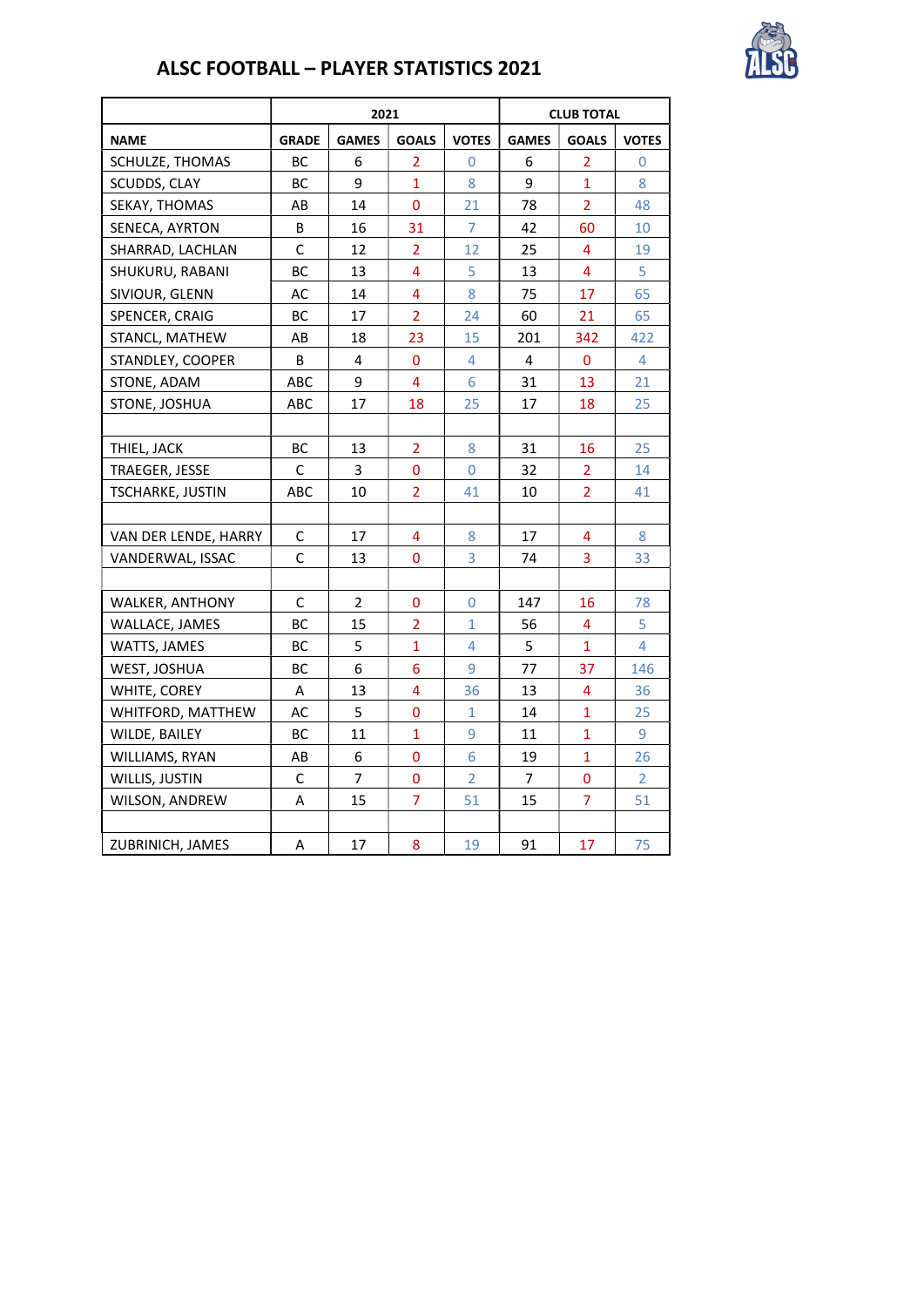## ALSC FOOTBALL – PLAYER STATISTICS 2021

| | 2021 | | | | CLUB TOTAL | | |
|---|---|---|---|---|---|---|---|
| **NAME** | **GRADE** | **GAMES** | **GOALS** | **VOTES** | **GAMES** | **GOALS** | **VOTES** |
| SCHULZE, THOMAS | BC | 6 | 2 | 0 | 6 | 2 | 0 |
| SCUDDS, CLAY | BC | 9 | 1 | 8 | 9 | 1 | 8 |
| SEKAY, THOMAS | AB | 14 | 0 | 21 | 78 | 2 | 48 |
| SENECA, AYRTON | B | 16 | 31 | 7 | 42 | 60 | 10 |
| SHARRAD, LACHLAN | C | 12 | 2 | 12 | 25 | 4 | 19 |
| SHUKURU, RABANI | BC | 13 | 4 | 5 | 13 | 4 | 5 |
| SIVIOUR, GLENN | AC | 14 | 4 | 8 | 75 | 17 | 65 |
| SPENCER, CRAIG | BC | 17 | 2 | 24 | 60 | 21 | 65 |
| STANCL, MATHEW | AB | 18 | 23 | 15 | 201 | 342 | 422 |
| STANDLEY, COOPER | B | 4 | 0 | 4 | 4 | 0 | 4 |
| STONE, ADAM | ABC | 9 | 4 | 6 | 31 | 13 | 21 |
| STONE, JOSHUA | ABC | 17 | 18 | 25 | 17 | 18 | 25 |
| | | | | | | | |
| THIEL, JACK | BC | 13 | 2 | 8 | 31 | 16 | 25 |
| TRAEGER, JESSE | C | 3 | 0 | 0 | 32 | 2 | 14 |
| TSCHARKE, JUSTIN | ABC | 10 | 2 | 41 | 10 | 2 | 41 |
| | | | | | | | |
| VAN DER LENDE, HARRY | C | 17 | 4 | 8 | 17 | 4 | 8 |
| VANDERWAL, ISSAC | C | 13 | 0 | 3 | 74 | 3 | 33 |
| | | | | | | | |
| WALKER, ANTHONY | C | 2 | 0 | 0 | 147 | 16 | 78 |
| WALLACE, JAMES | BC | 15 | 2 | 1 | 56 | 4 | 5 |
| WATTS, JAMES | BC | 5 | 1 | 4 | 5 | 1 | 4 |
| WEST, JOSHUA | BC | 6 | 6 | 9 | 77 | 37 | 146 |
| WHITE, COREY | A | 13 | 4 | 36 | 13 | 4 | 36 |
| WHITFORD, MATTHEW | AC | 5 | 0 | 1 | 14 | 1 | 25 |
| WILDE, BAILEY | BC | 11 | 1 | 9 | 11 | 1 | 9 |
| WILLIAMS, RYAN | AB | 6 | 0 | 6 | 19 | 1 | 26 |
| WILLIS, JUSTIN | C | 7 | 0 | 2 | 7 | 0 | 2 |
| WILSON, ANDREW | A | 15 | 7 | 51 | 15 | 7 | 51 |
| | | | | | | | |
| ZUBRINICH, JAMES | A | 17 | 8 | 19 | 91 | 17 | 75 |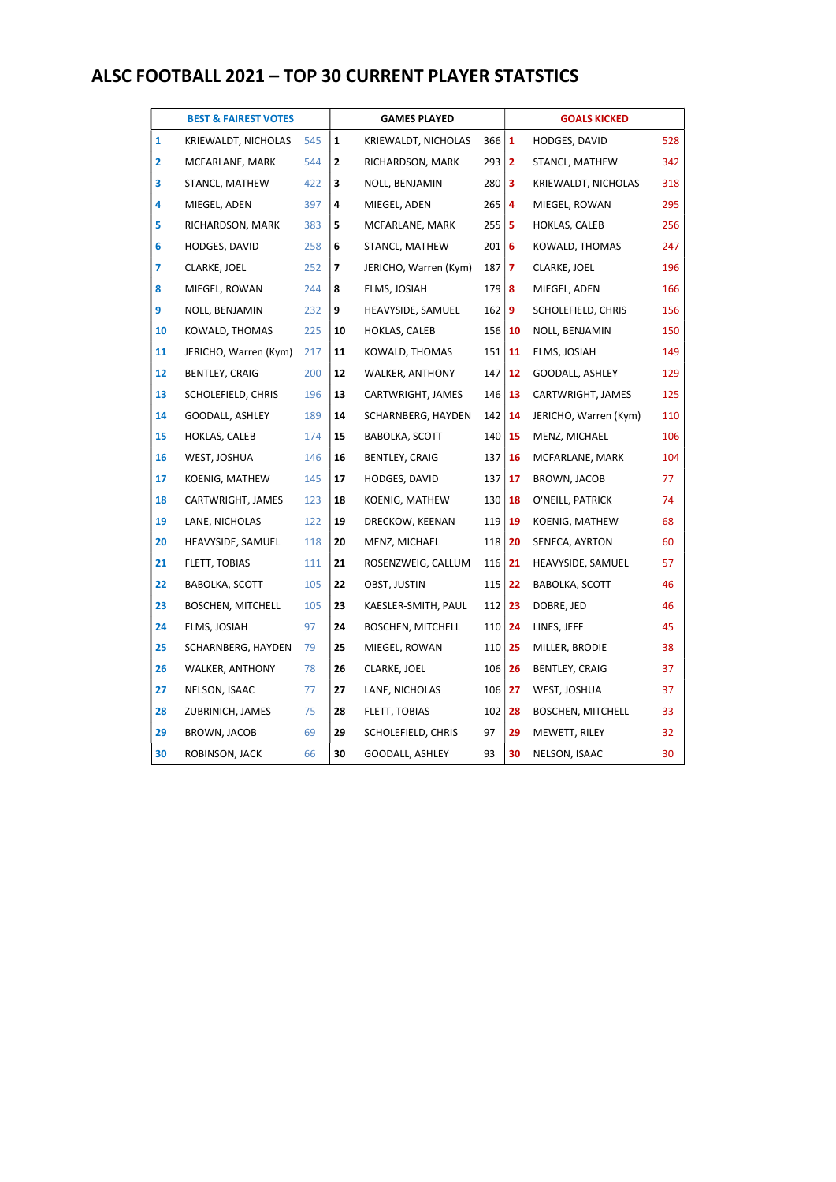# ALSC FOOTBALL 2021 – TOP 30 CURRENT PLAYER STATSTICS

| BEST & FAIREST VOTES | | | GAMES PLAYED | | | GOALS KICKED | | |
|---|---|---|---|---|---|---|---|---|
| 1 | KRIEWALDT, NICHOLAS | 545 | 1 | KRIEWALDT, NICHOLAS | 366 | 1 | HODGES, DAVID | 528 |
| 2 | MCFARLANE, MARK | 544 | 2 | RICHARDSON, MARK | 293 | 2 | STANCL, MATHEW | 342 |
| 3 | STANCL, MATHEW | 422 | 3 | NOLL, BENJAMIN | 280 | 3 | KRIEWALDT, NICHOLAS | 318 |
| 4 | MIEGEL, ADEN | 397 | 4 | MIEGEL, ADEN | 265 | 4 | MIEGEL, ROWAN | 295 |
| 5 | RICHARDSON, MARK | 383 | 5 | MCFARLANE, MARK | 255 | 5 | HOKLAS, CALEB | 256 |
| 6 | HODGES, DAVID | 258 | 6 | STANCL, MATHEW | 201 | 6 | KOWALD, THOMAS | 247 |
| 7 | CLARKE, JOEL | 252 | 7 | JERICHO, Warren (Kym) | 187 | 7 | CLARKE, JOEL | 196 |
| 8 | MIEGEL, ROWAN | 244 | 8 | ELMS, JOSIAH | 179 | 8 | MIEGEL, ADEN | 166 |
| 9 | NOLL, BENJAMIN | 232 | 9 | HEAVYSIDE, SAMUEL | 162 | 9 | SCHOLEFIELD, CHRIS | 156 |
| 10 | KOWALD, THOMAS | 225 | 10 | HOKLAS, CALEB | 156 | 10 | NOLL, BENJAMIN | 150 |
| 11 | JERICHO, Warren (Kym) | 217 | 11 | KOWALD, THOMAS | 151 | 11 | ELMS, JOSIAH | 149 |
| 12 | BENTLEY, CRAIG | 200 | 12 | WALKER, ANTHONY | 147 | 12 | GOODALL, ASHLEY | 129 |
| 13 | SCHOLEFIELD, CHRIS | 196 | 13 | CARTWRIGHT, JAMES | 146 | 13 | CARTWRIGHT, JAMES | 125 |
| 14 | GOODALL, ASHLEY | 189 | 14 | SCHARNBERG, HAYDEN | 142 | 14 | JERICHO, Warren (Kym) | 110 |
| 15 | HOKLAS, CALEB | 174 | 15 | BABOLKA, SCOTT | 140 | 15 | MENZ, MICHAEL | 106 |
| 16 | WEST, JOSHUA | 146 | 16 | BENTLEY, CRAIG | 137 | 16 | MCFARLANE, MARK | 104 |
| 17 | KOENIG, MATHEW | 145 | 17 | HODGES, DAVID | 137 | 17 | BROWN, JACOB | 77 |
| 18 | CARTWRIGHT, JAMES | 123 | 18 | KOENIG, MATHEW | 130 | 18 | O'NEILL, PATRICK | 74 |
| 19 | LANE, NICHOLAS | 122 | 19 | DRECKOW, KEENAN | 119 | 19 | KOENIG, MATHEW | 68 |
| 20 | HEAVYSIDE, SAMUEL | 118 | 20 | MENZ, MICHAEL | 118 | 20 | SENECA, AYRTON | 60 |
| 21 | FLETT, TOBIAS | 111 | 21 | ROSENZWEIG, CALLUM | 116 | 21 | HEAVYSIDE, SAMUEL | 57 |
| 22 | BABOLKA, SCOTT | 105 | 22 | OBST, JUSTIN | 115 | 22 | BABOLKA, SCOTT | 46 |
| 23 | BOSCHEN, MITCHELL | 105 | 23 | KAESLER-SMITH, PAUL | 112 | 23 | DOBRE, JED | 46 |
| 24 | ELMS, JOSIAH | 97 | 24 | BOSCHEN, MITCHELL | 110 | 24 | LINES, JEFF | 45 |
| 25 | SCHARNBERG, HAYDEN | 79 | 25 | MIEGEL, ROWAN | 110 | 25 | MILLER, BRODIE | 38 |
| 26 | WALKER, ANTHONY | 78 | 26 | CLARKE, JOEL | 106 | 26 | BENTLEY, CRAIG | 37 |
| 27 | NELSON, ISAAC | 77 | 27 | LANE, NICHOLAS | 106 | 27 | WEST, JOSHUA | 37 |
| 28 | ZUBRINICH, JAMES | 75 | 28 | FLETT, TOBIAS | 102 | 28 | BOSCHEN, MITCHELL | 33 |
| 29 | BROWN, JACOB | 69 | 29 | SCHOLEFIELD, CHRIS | 97 | 29 | MEWETT, RILEY | 32 |
| 30 | ROBINSON, JACK | 66 | 30 | GOODALL, ASHLEY | 93 | 30 | NELSON, ISAAC | 30 |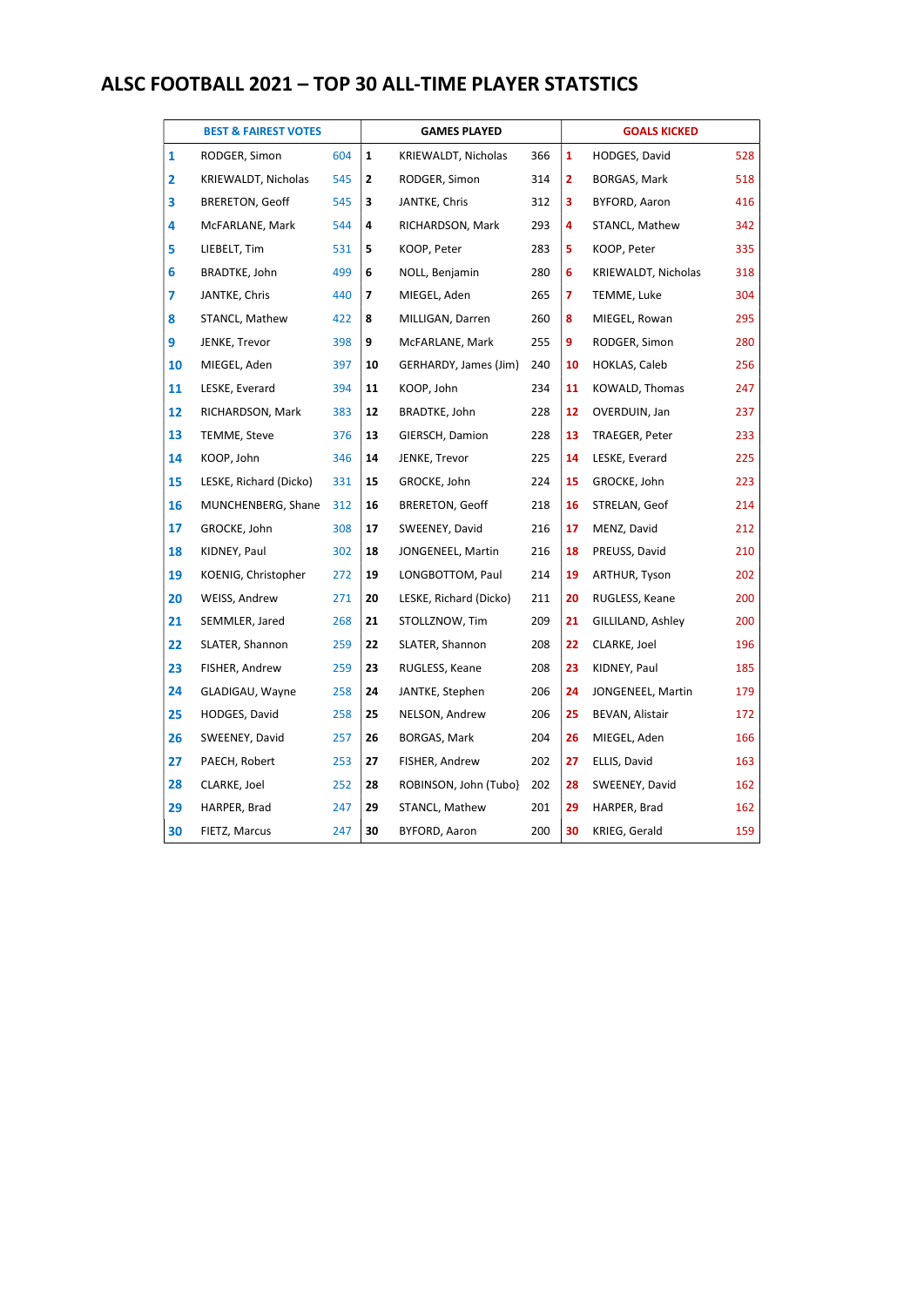# ALSC FOOTBALL 2021 – TOP 30 ALL-TIME PLAYER STATSTICS

| BEST & FAIREST VOTES | | | GAMES PLAYED | | | GOALS KICKED | | |
|---|---|---|---|---|---|---|---|---|
| 1 | RODGER, Simon | 604 | 1 | KRIEWALDT, Nicholas | 366 | 1 | HODGES, David | 528 |
| 2 | KRIEWALDT, Nicholas | 545 | 2 | RODGER, Simon | 314 | 2 | BORGAS, Mark | 518 |
| 3 | BRERETON, Geoff | 545 | 3 | JANTKE, Chris | 312 | 3 | BYFORD, Aaron | 416 |
| 4 | McFARLANE, Mark | 544 | 4 | RICHARDSON, Mark | 293 | 4 | STANCL, Mathew | 342 |
| 5 | LIEBELT, Tim | 531 | 5 | KOOP, Peter | 283 | 5 | KOOP, Peter | 335 |
| 6 | BRADTKE, John | 499 | 6 | NOLL, Benjamin | 280 | 6 | KRIEWALDT, Nicholas | 318 |
| 7 | JANTKE, Chris | 440 | 7 | MIEGEL, Aden | 265 | 7 | TEMME, Luke | 304 |
| 8 | STANCL, Mathew | 422 | 8 | MILLIGAN, Darren | 260 | 8 | MIEGEL, Rowan | 295 |
| 9 | JENKE, Trevor | 398 | 9 | McFARLANE, Mark | 255 | 9 | RODGER, Simon | 280 |
| 10 | MIEGEL, Aden | 397 | 10 | GERHARDY, James (Jim) | 240 | 10 | HOKLAS, Caleb | 256 |
| 11 | LESKE, Everard | 394 | 11 | KOOP, John | 234 | 11 | KOWALD, Thomas | 247 |
| 12 | RICHARDSON, Mark | 383 | 12 | BRADTKE, John | 228 | 12 | OVERDUIN, Jan | 237 |
| 13 | TEMME, Steve | 376 | 13 | GIERSCH, Damion | 228 | 13 | TRAEGER, Peter | 233 |
| 14 | KOOP, John | 346 | 14 | JENKE, Trevor | 225 | 14 | LESKE, Everard | 225 |
| 15 | LESKE, Richard (Dicko) | 331 | 15 | GROCKE, John | 224 | 15 | GROCKE, John | 223 |
| 16 | MUNCHENBERG, Shane | 312 | 16 | BRERETON, Geoff | 218 | 16 | STRELAN, Geof | 214 |
| 17 | GROCKE, John | 308 | 17 | SWEENEY, David | 216 | 17 | MENZ, David | 212 |
| 18 | KIDNEY, Paul | 302 | 18 | JONGENEEL, Martin | 216 | 18 | PREUSS, David | 210 |
| 19 | KOENIG, Christopher | 272 | 19 | LONGBOTTOM, Paul | 214 | 19 | ARTHUR, Tyson | 202 |
| 20 | WEISS, Andrew | 271 | 20 | LESKE, Richard (Dicko) | 211 | 20 | RUGLESS, Keane | 200 |
| 21 | SEMMLER, Jared | 268 | 21 | STOLLZNOW, Tim | 209 | 21 | GILLILAND, Ashley | 200 |
| 22 | SLATER, Shannon | 259 | 22 | SLATER, Shannon | 208 | 22 | CLARKE, Joel | 196 |
| 23 | FISHER, Andrew | 259 | 23 | RUGLESS, Keane | 208 | 23 | KIDNEY, Paul | 185 |
| 24 | GLADIGAU, Wayne | 258 | 24 | JANTKE, Stephen | 206 | 24 | JONGENEEL, Martin | 179 |
| 25 | HODGES, David | 258 | 25 | NELSON, Andrew | 206 | 25 | BEVAN, Alistair | 172 |
| 26 | SWEENEY, David | 257 | 26 | BORGAS, Mark | 204 | 26 | MIEGEL, Aden | 166 |
| 27 | PAECH, Robert | 253 | 27 | FISHER, Andrew | 202 | 27 | ELLIS, David | 163 |
| 28 | CLARKE, Joel | 252 | 28 | ROBINSON, John (Tubo) | 202 | 28 | SWEENEY, David | 162 |
| 29 | HARPER, Brad | 247 | 29 | STANCL, Mathew | 201 | 29 | HARPER, Brad | 162 |
| 30 | FIETZ, Marcus | 247 | 30 | BYFORD, Aaron | 200 | 30 | KRIEG, Gerald | 159 |